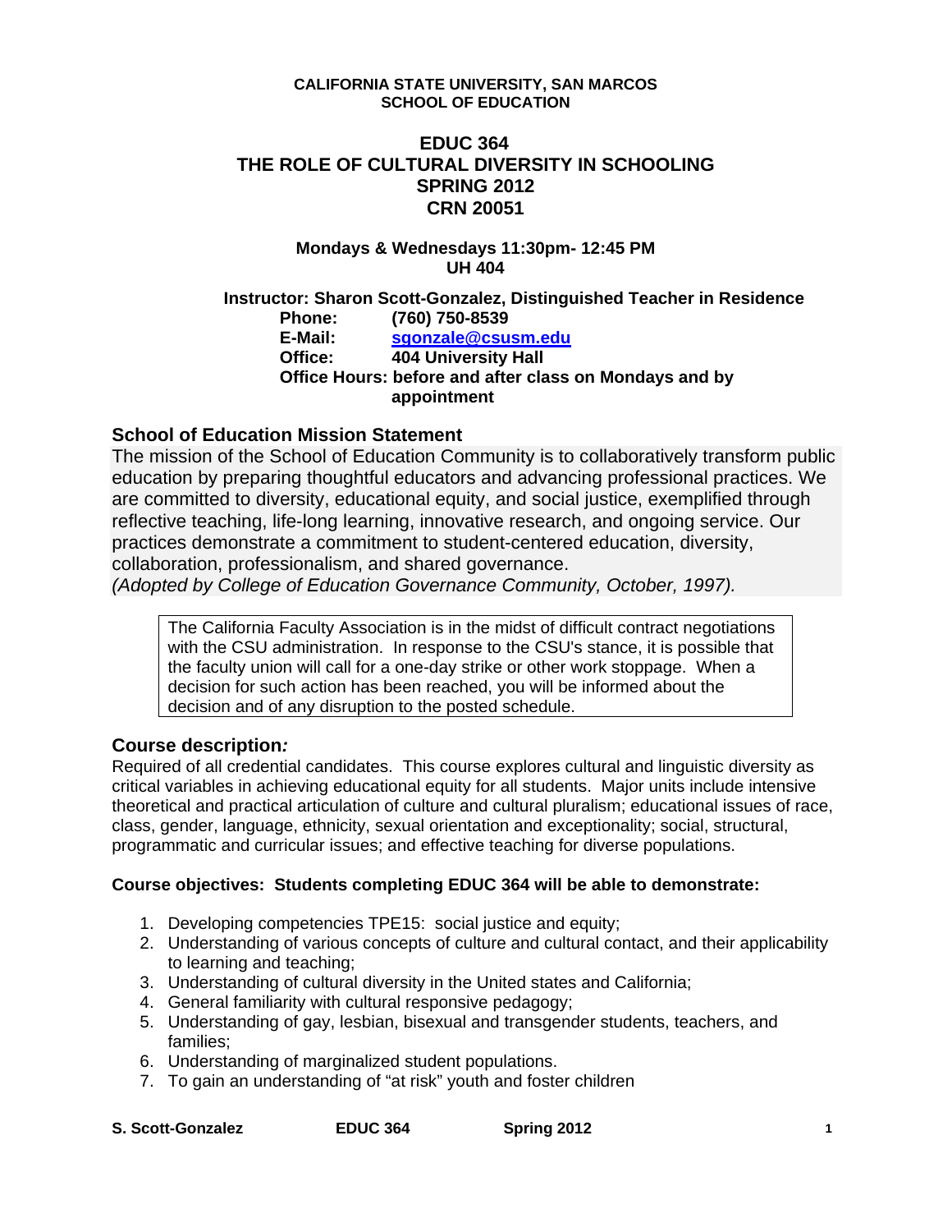**CALIFORNIA STATE UNIVERSITY, SAN MARCOS**
**SCHOOL OF EDUCATION**

# EDUC 364
# THE ROLE OF CULTURAL DIVERSITY IN SCHOOLING
# SPRING 2012
# CRN 20051

**Mondays & Wednesdays 11:30pm- 12:45 PM**
**UH 404**

**Instructor: Sharon Scott-Gonzalez, Distinguished Teacher in Residence**
**Phone:** (760) 750-8539
**E-Mail:** sgonzale@csusm.edu
**Office:** 404 University Hall
**Office Hours:** before and after class on Mondays and by appointment

## School of Education Mission Statement

The mission of the School of Education Community is to collaboratively transform public education by preparing thoughtful educators and advancing professional practices. We are committed to diversity, educational equity, and social justice, exemplified through reflective teaching, life-long learning, innovative research, and ongoing service. Our practices demonstrate a commitment to student-centered education, diversity, collaboration, professionalism, and shared governance.
*(Adopted by College of Education Governance Community, October, 1997).*

> The California Faculty Association is in the midst of difficult contract negotiations with the CSU administration. In response to the CSU's stance, it is possible that the faculty union will call for a one-day strike or other work stoppage. When a decision for such action has been reached, you will be informed about the decision and of any disruption to the posted schedule.

## Course description*:*

Required of all credential candidates. This course explores cultural and linguistic diversity as critical variables in achieving educational equity for all students. Major units include intensive theoretical and practical articulation of culture and cultural pluralism; educational issues of race, class, gender, language, ethnicity, sexual orientation and exceptionality; social, structural, programmatic and curricular issues; and effective teaching for diverse populations.

**Course objectives: Students completing EDUC 364 will be able to demonstrate:**

1. Developing competencies TPE15: social justice and equity;
2. Understanding of various concepts of culture and cultural contact, and their applicability to learning and teaching;
3. Understanding of cultural diversity in the United states and California;
4. General familiarity with cultural responsive pedagogy;
5. Understanding of gay, lesbian, bisexual and transgender students, teachers, and families;
6. Understanding of marginalized student populations.
7. To gain an understanding of "at risk" youth and foster children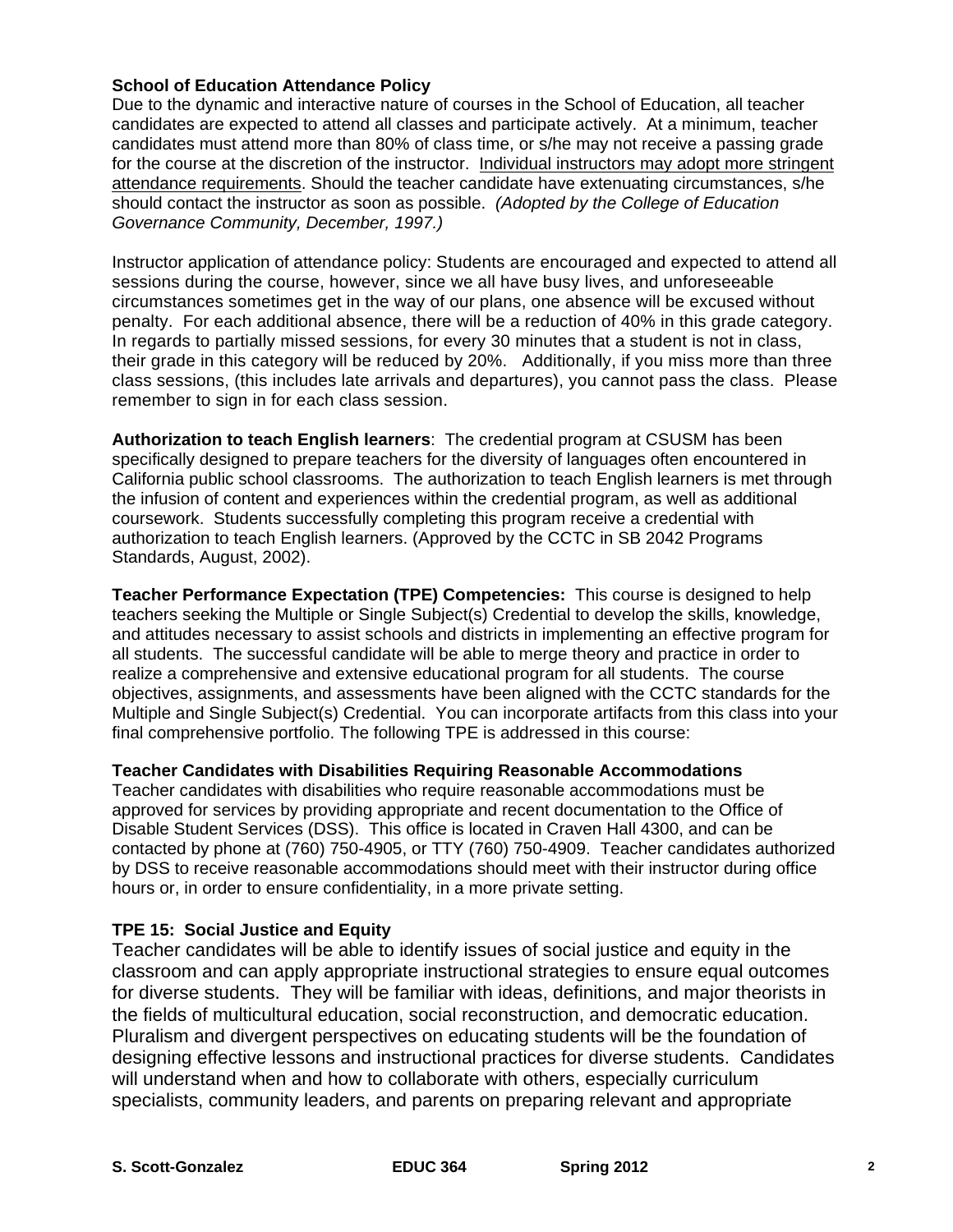**School of Education Attendance Policy**

Due to the dynamic and interactive nature of courses in the School of Education, all teacher candidates are expected to attend all classes and participate actively. At a minimum, teacher candidates must attend more than 80% of class time, or s/he may not receive a passing grade for the course at the discretion of the instructor. Individual instructors may adopt more stringent attendance requirements. Should the teacher candidate have extenuating circumstances, s/he should contact the instructor as soon as possible. *(Adopted by the College of Education Governance Community, December, 1997.)*

Instructor application of attendance policy: Students are encouraged and expected to attend all sessions during the course, however, since we all have busy lives, and unforeseeable circumstances sometimes get in the way of our plans, one absence will be excused without penalty. For each additional absence, there will be a reduction of 40% in this grade category. In regards to partially missed sessions, for every 30 minutes that a student is not in class, their grade in this category will be reduced by 20%. Additionally, if you miss more than three class sessions, (this includes late arrivals and departures), you cannot pass the class. Please remember to sign in for each class session.

**Authorization to teach English learners**: The credential program at CSUSM has been specifically designed to prepare teachers for the diversity of languages often encountered in California public school classrooms. The authorization to teach English learners is met through the infusion of content and experiences within the credential program, as well as additional coursework. Students successfully completing this program receive a credential with authorization to teach English learners. (Approved by the CCTC in SB 2042 Programs Standards, August, 2002).

**Teacher Performance Expectation (TPE) Competencies:** This course is designed to help teachers seeking the Multiple or Single Subject(s) Credential to develop the skills, knowledge, and attitudes necessary to assist schools and districts in implementing an effective program for all students. The successful candidate will be able to merge theory and practice in order to realize a comprehensive and extensive educational program for all students. The course objectives, assignments, and assessments have been aligned with the CCTC standards for the Multiple and Single Subject(s) Credential. You can incorporate artifacts from this class into your final comprehensive portfolio. The following TPE is addressed in this course:

**Teacher Candidates with Disabilities Requiring Reasonable Accommodations**

Teacher candidates with disabilities who require reasonable accommodations must be approved for services by providing appropriate and recent documentation to the Office of Disable Student Services (DSS). This office is located in Craven Hall 4300, and can be contacted by phone at (760) 750-4905, or TTY (760) 750-4909. Teacher candidates authorized by DSS to receive reasonable accommodations should meet with their instructor during office hours or, in order to ensure confidentiality, in a more private setting.

**TPE 15: Social Justice and Equity**

Teacher candidates will be able to identify issues of social justice and equity in the classroom and can apply appropriate instructional strategies to ensure equal outcomes for diverse students. They will be familiar with ideas, definitions, and major theorists in the fields of multicultural education, social reconstruction, and democratic education. Pluralism and divergent perspectives on educating students will be the foundation of designing effective lessons and instructional practices for diverse students. Candidates will understand when and how to collaborate with others, especially curriculum specialists, community leaders, and parents on preparing relevant and appropriate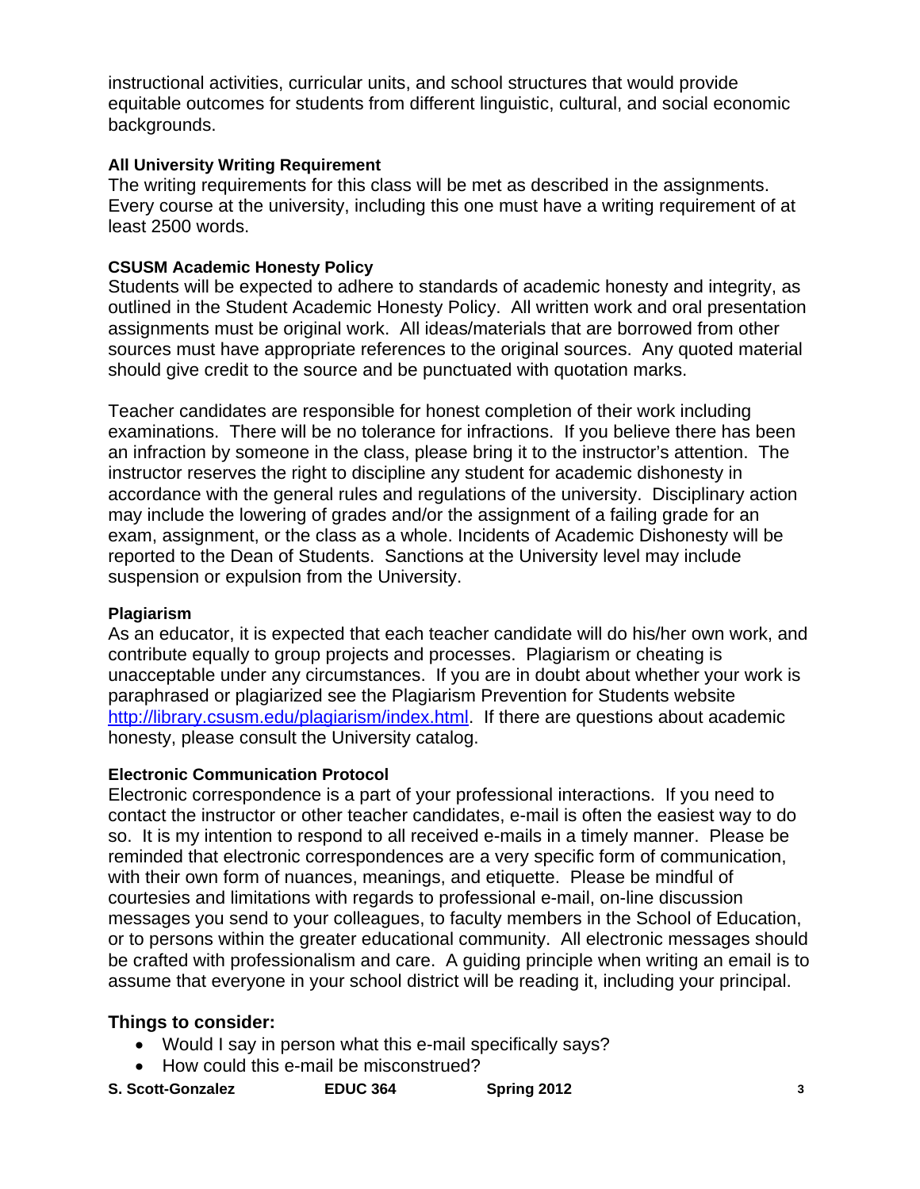instructional activities, curricular units, and school structures that would provide equitable outcomes for students from different linguistic, cultural, and social economic backgrounds.

**All University Writing Requirement**

The writing requirements for this class will be met as described in the assignments. Every course at the university, including this one must have a writing requirement of at least 2500 words.

**CSUSM Academic Honesty Policy**

Students will be expected to adhere to standards of academic honesty and integrity, as outlined in the Student Academic Honesty Policy. All written work and oral presentation assignments must be original work. All ideas/materials that are borrowed from other sources must have appropriate references to the original sources. Any quoted material should give credit to the source and be punctuated with quotation marks.

Teacher candidates are responsible for honest completion of their work including examinations. There will be no tolerance for infractions. If you believe there has been an infraction by someone in the class, please bring it to the instructor's attention. The instructor reserves the right to discipline any student for academic dishonesty in accordance with the general rules and regulations of the university. Disciplinary action may include the lowering of grades and/or the assignment of a failing grade for an exam, assignment, or the class as a whole. Incidents of Academic Dishonesty will be reported to the Dean of Students. Sanctions at the University level may include suspension or expulsion from the University.

**Plagiarism**

As an educator, it is expected that each teacher candidate will do his/her own work, and contribute equally to group projects and processes. Plagiarism or cheating is unacceptable under any circumstances. If you are in doubt about whether your work is paraphrased or plagiarized see the Plagiarism Prevention for Students website [http://library.csusm.edu/plagiarism/index.html](http://library.csusm.edu/plagiarism/index.html). If there are questions about academic honesty, please consult the University catalog.

**Electronic Communication Protocol**

Electronic correspondence is a part of your professional interactions. If you need to contact the instructor or other teacher candidates, e-mail is often the easiest way to do so. It is my intention to respond to all received e-mails in a timely manner. Please be reminded that electronic correspondences are a very specific form of communication, with their own form of nuances, meanings, and etiquette. Please be mindful of courtesies and limitations with regards to professional e-mail, on-line discussion messages you send to your colleagues, to faculty members in the School of Education, or to persons within the greater educational community. All electronic messages should be crafted with professionalism and care. A guiding principle when writing an email is to assume that everyone in your school district will be reading it, including your principal.

### Things to consider:

- Would I say in person what this e-mail specifically says?
- How could this e-mail be misconstrued?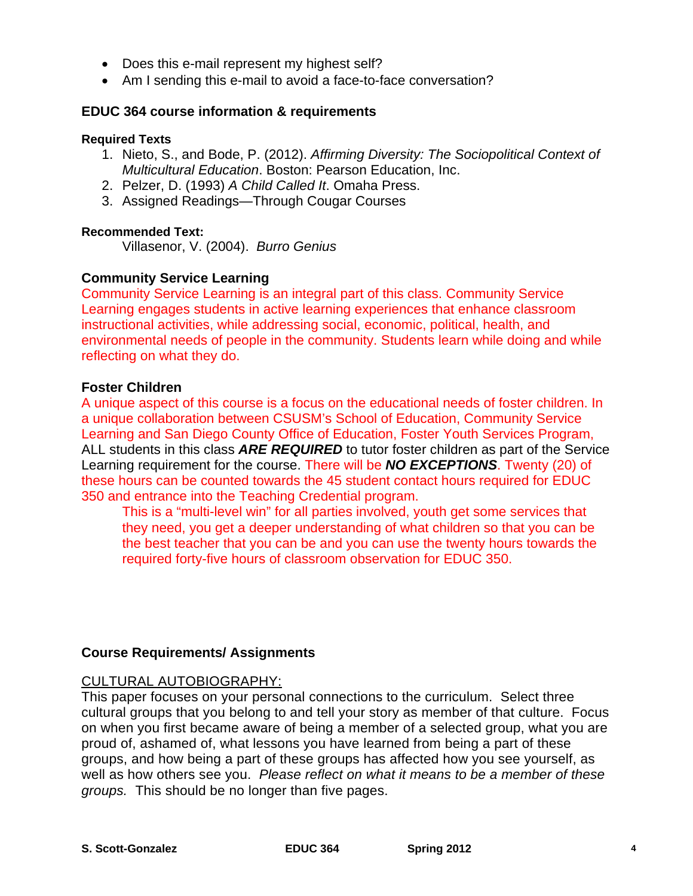- Does this e-mail represent my highest self?
- Am I sending this e-mail to avoid a face-to-face conversation?

### EDUC 364 course information & requirements

#### Required Texts

1. Nieto, S., and Bode, P. (2012). *Affirming Diversity: The Sociopolitical Context of Multicultural Education*. Boston: Pearson Education, Inc.
2. Pelzer, D. (1993) *A Child Called It*. Omaha Press.
3. Assigned Readings—Through Cougar Courses

#### Recommended Text:

Villasenor, V. (2004). *Burro Genius*

### Community Service Learning

Community Service Learning is an integral part of this class. Community Service Learning engages students in active learning experiences that enhance classroom instructional activities, while addressing social, economic, political, health, and environmental needs of people in the community. Students learn while doing and while reflecting on what they do.

### Foster Children

A unique aspect of this course is a focus on the educational needs of foster children. In a unique collaboration between CSUSM's School of Education, Community Service Learning and San Diego County Office of Education, Foster Youth Services Program, ALL students in this class ***ARE REQUIRED*** to tutor foster children as part of the Service Learning requirement for the course. There will be ***NO EXCEPTIONS***. Twenty (20) of these hours can be counted towards the 45 student contact hours required for EDUC 350 and entrance into the Teaching Credential program.

This is a "multi-level win" for all parties involved, youth get some services that they need, you get a deeper understanding of what children so that you can be the best teacher that you can be and you can use the twenty hours towards the required forty-five hours of classroom observation for EDUC 350.

### Course Requirements/ Assignments

CULTURAL AUTOBIOGRAPHY:

This paper focuses on your personal connections to the curriculum. Select three cultural groups that you belong to and tell your story as member of that culture. Focus on when you first became aware of being a member of a selected group, what you are proud of, ashamed of, what lessons you have learned from being a part of these groups, and how being a part of these groups has affected how you see yourself, as well as how others see you. *Please reflect on what it means to be a member of these groups.* This should be no longer than five pages.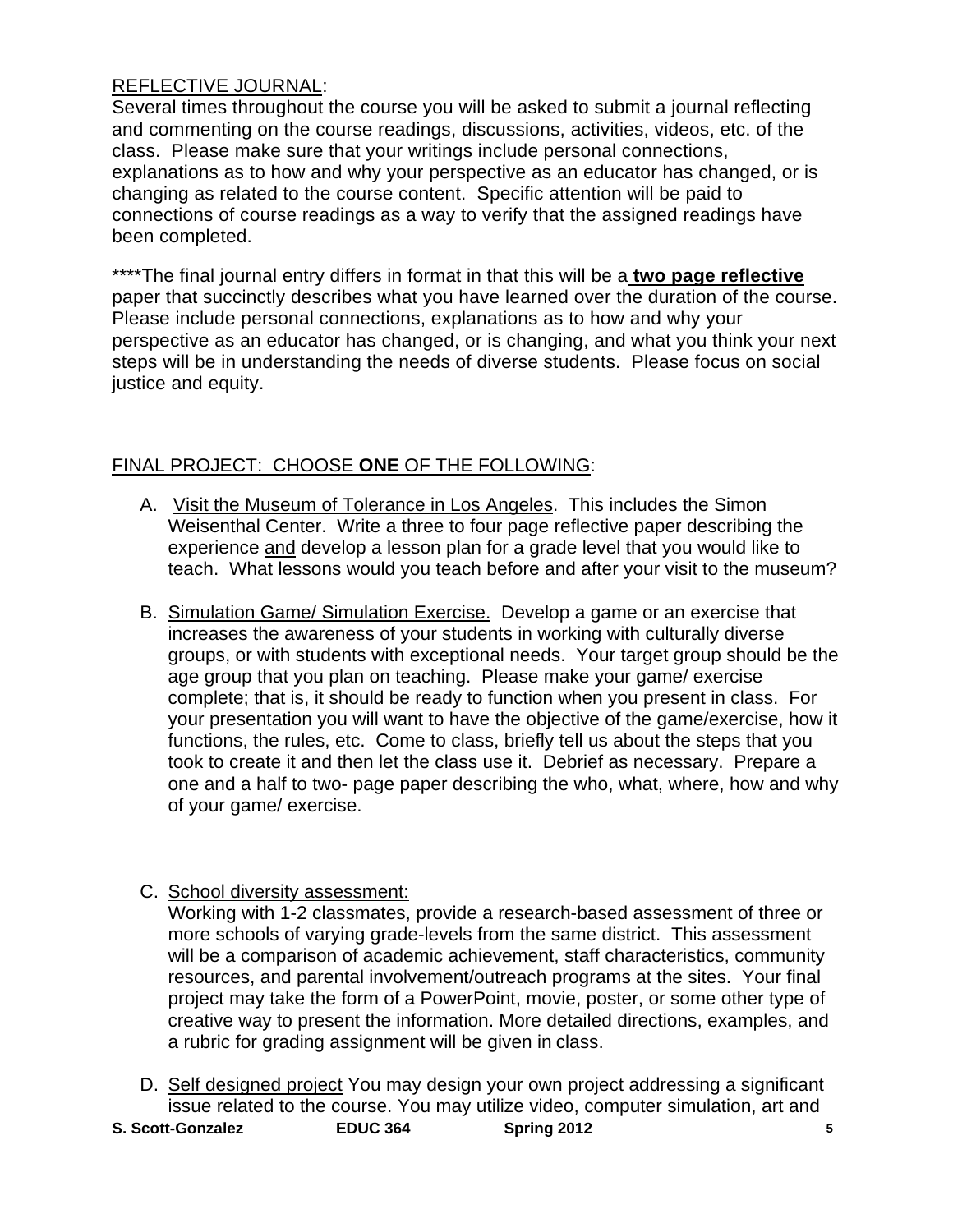REFLECTIVE JOURNAL:
Several times throughout the course you will be asked to submit a journal reflecting and commenting on the course readings, discussions, activities, videos, etc. of the class. Please make sure that your writings include personal connections, explanations as to how and why your perspective as an educator has changed, or is changing as related to the course content. Specific attention will be paid to connections of course readings as a way to verify that the assigned readings have been completed.

****The final journal entry differs in format in that this will be a **two page reflective** paper that succinctly describes what you have learned over the duration of the course. Please include personal connections, explanations as to how and why your perspective as an educator has changed, or is changing, and what you think your next steps will be in understanding the needs of diverse students. Please focus on social justice and equity.

FINAL PROJECT: CHOOSE **ONE** OF THE FOLLOWING:

A. Visit the Museum of Tolerance in Los Angeles. This includes the Simon Weisenthal Center. Write a three to four page reflective paper describing the experience and develop a lesson plan for a grade level that you would like to teach. What lessons would you teach before and after your visit to the museum?

B. Simulation Game/ Simulation Exercise. Develop a game or an exercise that increases the awareness of your students in working with culturally diverse groups, or with students with exceptional needs. Your target group should be the age group that you plan on teaching. Please make your game/ exercise complete; that is, it should be ready to function when you present in class. For your presentation you will want to have the objective of the game/exercise, how it functions, the rules, etc. Come to class, briefly tell us about the steps that you took to create it and then let the class use it. Debrief as necessary. Prepare a one and a half to two- page paper describing the who, what, where, how and why of your game/ exercise.

C. School diversity assessment:
Working with 1-2 classmates, provide a research-based assessment of three or more schools of varying grade-levels from the same district. This assessment will be a comparison of academic achievement, staff characteristics, community resources, and parental involvement/outreach programs at the sites. Your final project may take the form of a PowerPoint, movie, poster, or some other type of creative way to present the information. More detailed directions, examples, and a rubric for grading assignment will be given in class.

D. Self designed project You may design your own project addressing a significant issue related to the course. You may utilize video, computer simulation, art and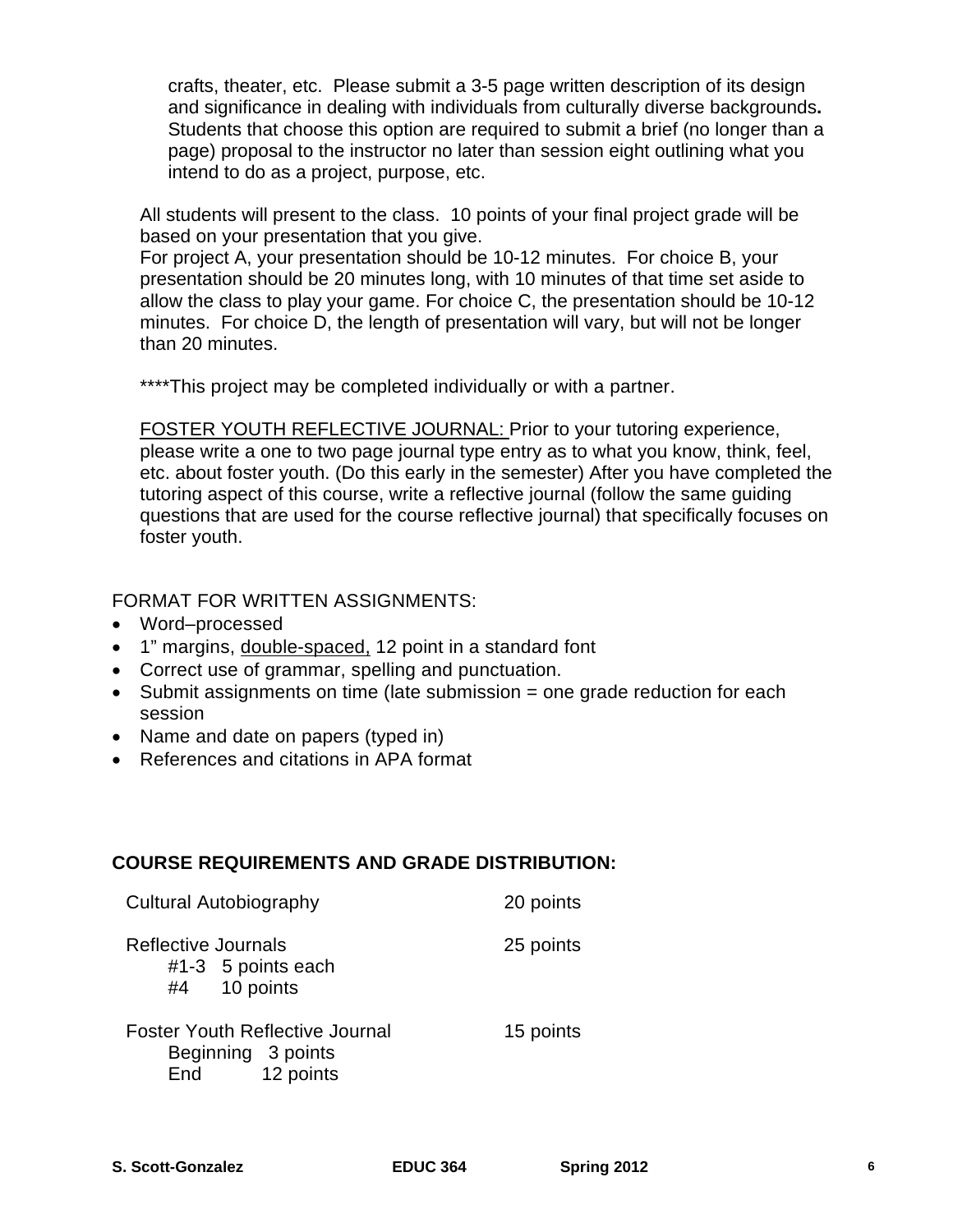crafts, theater, etc. Please submit a 3-5 page written description of its design and significance in dealing with individuals from culturally diverse backgrounds**.** Students that choose this option are required to submit a brief (no longer than a page) proposal to the instructor no later than session eight outlining what you intend to do as a project, purpose, etc.

All students will present to the class. 10 points of your final project grade will be based on your presentation that you give.
For project A, your presentation should be 10-12 minutes. For choice B, your presentation should be 20 minutes long, with 10 minutes of that time set aside to allow the class to play your game. For choice C, the presentation should be 10-12 minutes. For choice D, the length of presentation will vary, but will not be longer than 20 minutes.

****This project may be completed individually or with a partner.

<u>FOSTER YOUTH REFLECTIVE JOURNAL:</u> Prior to your tutoring experience, please write a one to two page journal type entry as to what you know, think, feel, etc. about foster youth. (Do this early in the semester) After you have completed the tutoring aspect of this course, write a reflective journal (follow the same guiding questions that are used for the course reflective journal) that specifically focuses on foster youth.

FORMAT FOR WRITTEN ASSIGNMENTS:

- Word–processed
- 1" margins, <u>double-spaced,</u> 12 point in a standard font
- Correct use of grammar, spelling and punctuation.
- Submit assignments on time (late submission = one grade reduction for each session
- Name and date on papers (typed in)
- References and citations in APA format

**COURSE REQUIREMENTS AND GRADE DISTRIBUTION:**

| | |
|---|---|
| Cultural Autobiography | 20 points |
| Reflective Journals<br>#1-3 5 points each<br>#4 10 points | 25 points |
| Foster Youth Reflective Journal<br>Beginning 3 points<br>End 12 points | 15 points |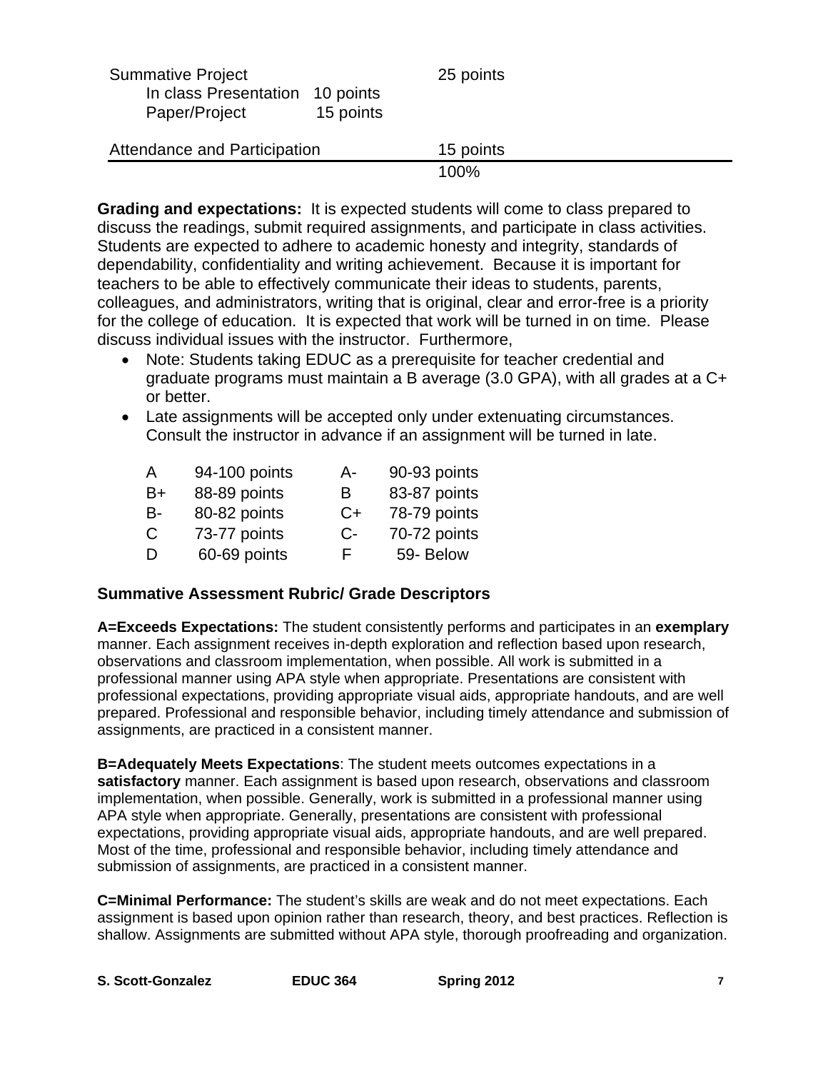| | | |
|---|---|---|
| Summative Project | | 25 points |
| In class Presentation | 10 points | |
| Paper/Project | 15 points | |
| Attendance and Participation | | 15 points |
| | | 100% |

**Grading and expectations:** It is expected students will come to class prepared to discuss the readings, submit required assignments, and participate in class activities. Students are expected to adhere to academic honesty and integrity, standards of dependability, confidentiality and writing achievement. Because it is important for teachers to be able to effectively communicate their ideas to students, parents, colleagues, and administrators, writing that is original, clear and error-free is a priority for the college of education. It is expected that work will be turned in on time. Please discuss individual issues with the instructor. Furthermore,

- Note: Students taking EDUC as a prerequisite for teacher credential and graduate programs must maintain a B average (3.0 GPA), with all grades at a C+ or better.
- Late assignments will be accepted only under extenuating circumstances. Consult the instructor in advance if an assignment will be turned in late.

| | | | |
|---|---|---|---|
| A | 94-100 points | A- | 90-93 points |
| B+ | 88-89 points | B | 83-87 points |
| B- | 80-82 points | C+ | 78-79 points |
| C | 73-77 points | C- | 70-72 points |
| D | 60-69 points | F | 59- Below |

### Summative Assessment Rubric/ Grade Descriptors

**A=Exceeds Expectations:** The student consistently performs and participates in an **exemplary** manner. Each assignment receives in-depth exploration and reflection based upon research, observations and classroom implementation, when possible. All work is submitted in a professional manner using APA style when appropriate. Presentations are consistent with professional expectations, providing appropriate visual aids, appropriate handouts, and are well prepared. Professional and responsible behavior, including timely attendance and submission of assignments, are practiced in a consistent manner.

**B=Adequately Meets Expectations**: The student meets outcomes expectations in a **satisfactory** manner. Each assignment is based upon research, observations and classroom implementation, when possible. Generally, work is submitted in a professional manner using APA style when appropriate. Generally, presentations are consistent with professional expectations, providing appropriate visual aids, appropriate handouts, and are well prepared. Most of the time, professional and responsible behavior, including timely attendance and submission of assignments, are practiced in a consistent manner.

**C=Minimal Performance:** The student's skills are weak and do not meet expectations. Each assignment is based upon opinion rather than research, theory, and best practices. Reflection is shallow. Assignments are submitted without APA style, thorough proofreading and organization.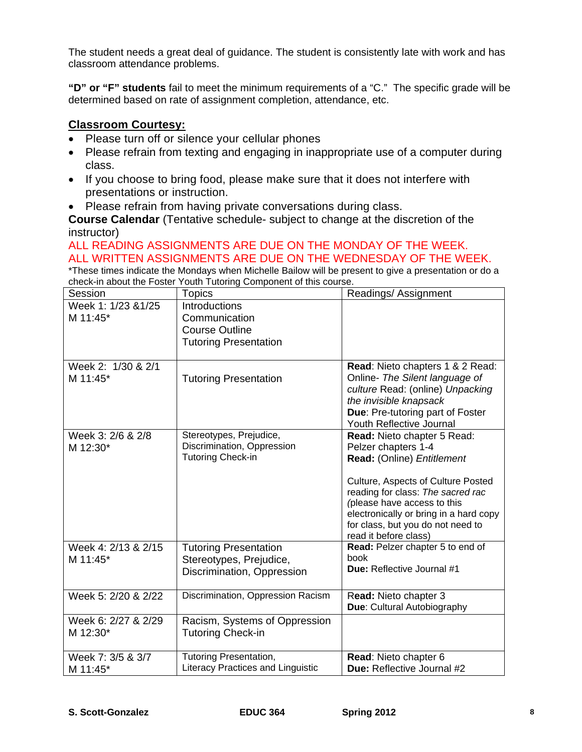The student needs a great deal of guidance. The student is consistently late with work and has classroom attendance problems.

**"D" or "F" students** fail to meet the minimum requirements of a "C." The specific grade will be determined based on rate of assignment completion, attendance, etc.

## Classroom Courtesy:

- Please turn off or silence your cellular phones
- Please refrain from texting and engaging in inappropriate use of a computer during class.
- If you choose to bring food, please make sure that it does not interfere with presentations or instruction.
- Please refrain from having private conversations during class.

**Course Calendar** (Tentative schedule- subject to change at the discretion of the instructor)

ALL READING ASSIGNMENTS ARE DUE ON THE MONDAY OF THE WEEK.
ALL WRITTEN ASSIGNMENTS ARE DUE ON THE WEDNESDAY OF THE WEEK.

*These times indicate the Mondays when Michelle Bailow will be present to give a presentation or do a check-in about the Foster Youth Tutoring Component of this course.

| Session | Topics | Readings/ Assignment |
|---|---|---|
| Week 1: 1/23 &1/25<br>M 11:45* | Introductions<br>Communication<br>Course Outline<br>Tutoring Presentation | |
| Week 2: 1/30 & 2/1<br>M 11:45* | Tutoring Presentation | **Read**: Nieto chapters 1 & 2 Read: Online- *The Silent language of culture* Read: (online) *Unpacking the invisible knapsack*<br>**Due**: Pre-tutoring part of Foster Youth Reflective Journal |
| Week 3: 2/6 & 2/8<br>M 12:30* | Stereotypes, Prejudice, Discrimination, Oppression<br>Tutoring Check-in | **Read:** Nieto chapter 5 Read: Pelzer chapters 1-4<br>**Read:** (Online) *Entitlement*<br><br>Culture, Aspects of Culture Posted reading for class: *The sacred rac (*please have access to this electronically or bring in a hard copy for class, but you do not need to read it before class) |
| Week 4: 2/13 & 2/15<br>M 11:45* | Tutoring Presentation<br>Stereotypes, Prejudice, Discrimination, Oppression | **Read:** Pelzer chapter 5 to end of book<br>**Due:** Reflective Journal #1 |
| Week 5: 2/20 & 2/22 | Discrimination, Oppression Racism | **Read:** Nieto chapter 3<br>**Due**: Cultural Autobiography |
| Week 6: 2/27 & 2/29<br>M 12:30* | Racism, Systems of Oppression<br>Tutoring Check-in | |
| Week 7: 3/5 & 3/7<br>M 11:45* | Tutoring Presentation,<br>Literacy Practices and Linguistic | **Read**: Nieto chapter 6<br>**Due:** Reflective Journal #2 |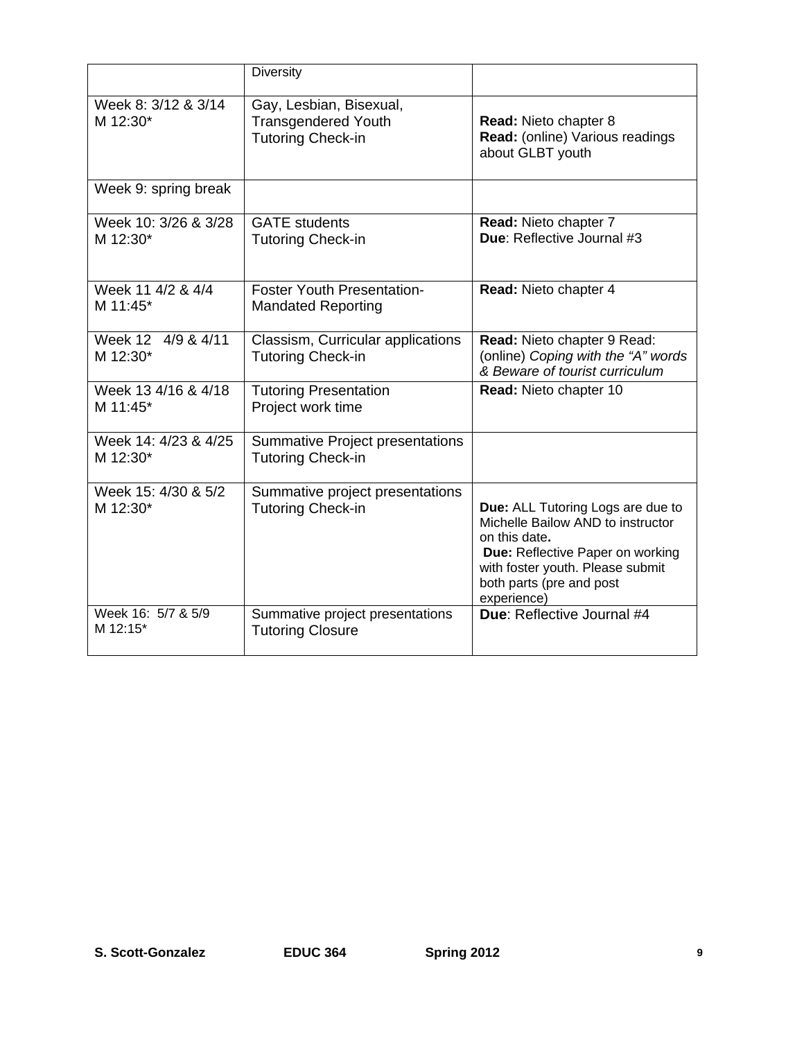| | | |
|---|---|---|
| | Diversity | |
| Week 8: 3/12 & 3/14<br>M 12:30* | Gay, Lesbian, Bisexual, Transgendered Youth<br>Tutoring Check-in | **Read:** Nieto chapter 8<br>**Read:** (online) Various readings about GLBT youth |
| Week 9: spring break | | |
| Week 10: 3/26 & 3/28<br>M 12:30* | GATE students<br>Tutoring Check-in | **Read:** Nieto chapter 7<br>**Due**: Reflective Journal #3 |
| Week 11 4/2 & 4/4<br>M 11:45* | Foster Youth Presentation-<br>Mandated Reporting | **Read:** Nieto chapter 4 |
| Week 12 4/9 & 4/11<br>M 12:30* | Classism, Curricular applications<br>Tutoring Check-in | **Read:** Nieto chapter 9 Read: (online) *Coping with the "A" words & Beware of tourist curriculum* |
| Week 13 4/16 & 4/18<br>M 11:45* | Tutoring Presentation<br>Project work time | **Read:** Nieto chapter 10 |
| Week 14: 4/23 & 4/25<br>M 12:30* | Summative Project presentations<br>Tutoring Check-in | |
| Week 15: 4/30 & 5/2<br>M 12:30* | Summative project presentations<br>Tutoring Check-in | **Due:** ALL Tutoring Logs are due to Michelle Bailow AND to instructor on this date**.**<br>**Due:** Reflective Paper on working with foster youth. Please submit both parts (pre and post experience) |
| Week 16: 5/7 & 5/9<br>M 12:15* | Summative project presentations<br>Tutoring Closure | **Due**: Reflective Journal #4 |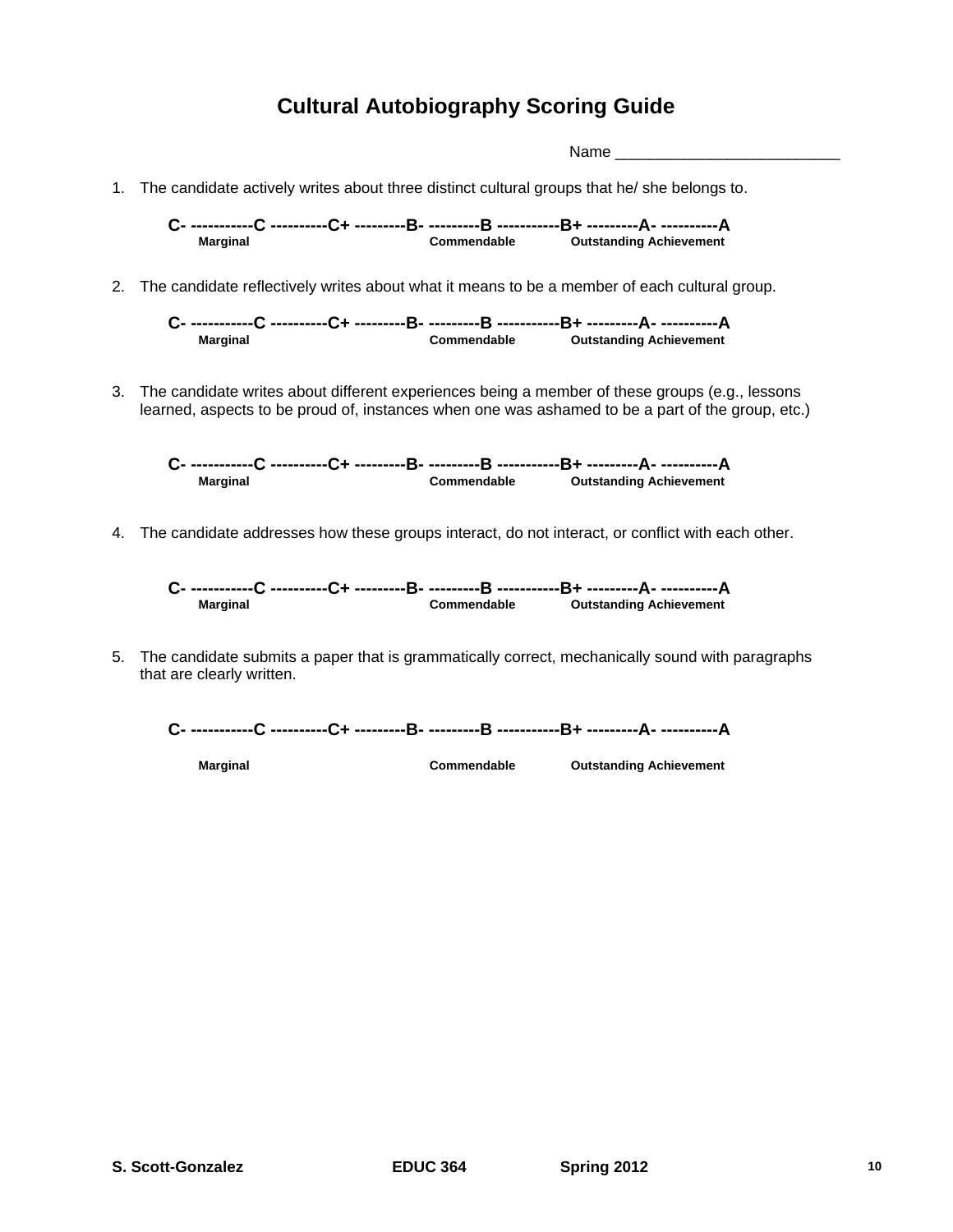# Cultural Autobiography Scoring Guide

Name __________________________

1. The candidate actively writes about three distinct cultural groups that he/ she belongs to.

   **C- -----------C ----------C+ ---------B- ---------B -----------B+ ---------A- ----------A**
   **Marginal** **Commendable** **Outstanding Achievement**

2. The candidate reflectively writes about what it means to be a member of each cultural group.

   **C- -----------C ----------C+ ---------B- ---------B -----------B+ ---------A- ----------A**
   **Marginal** **Commendable** **Outstanding Achievement**

3. The candidate writes about different experiences being a member of these groups (e.g., lessons learned, aspects to be proud of, instances when one was ashamed to be a part of the group, etc.)

   **C- -----------C ----------C+ ---------B- ---------B -----------B+ ---------A- ----------A**
   **Marginal** **Commendable** **Outstanding Achievement**

4. The candidate addresses how these groups interact, do not interact, or conflict with each other.

   **C- -----------C ----------C+ ---------B- ---------B -----------B+ ---------A- ----------A**
   **Marginal** **Commendable** **Outstanding Achievement**

5. The candidate submits a paper that is grammatically correct, mechanically sound with paragraphs that are clearly written.

   **C- -----------C ----------C+ ---------B- ---------B -----------B+ ---------A- ----------A**
   **Marginal** **Commendable** **Outstanding Achievement**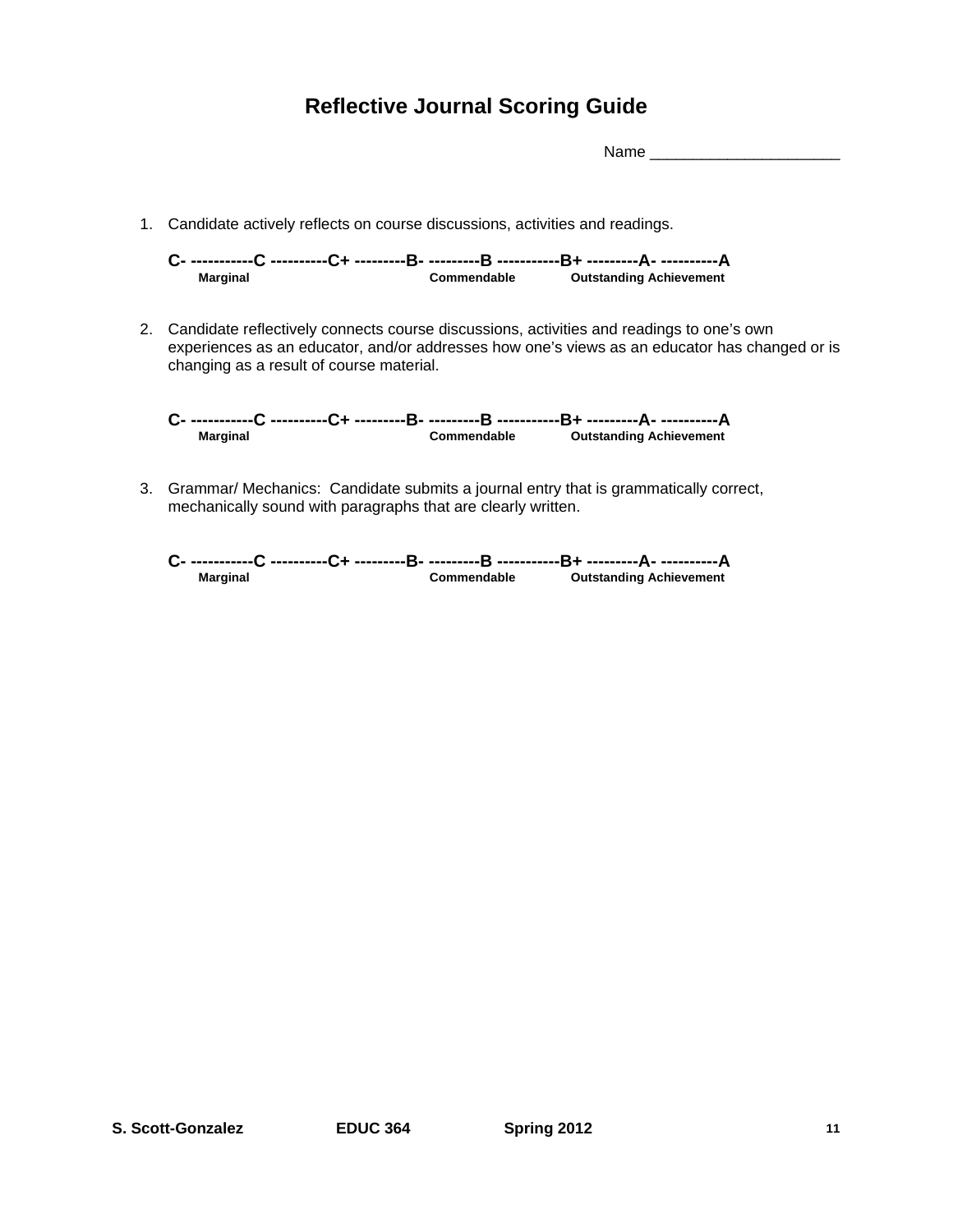# Reflective Journal Scoring Guide

Name ______________________

1. Candidate actively reflects on course discussions, activities and readings.

   **C- -----------C ----------C+ ---------B- ---------B -----------B+ ---------A- ----------A**
   **Marginal Commendable Outstanding Achievement**

2. Candidate reflectively connects course discussions, activities and readings to one's own experiences as an educator, and/or addresses how one's views as an educator has changed or is changing as a result of course material.

   **C- -----------C ----------C+ ---------B- ---------B -----------B+ ---------A- ----------A**
   **Marginal Commendable Outstanding Achievement**

3. Grammar/ Mechanics: Candidate submits a journal entry that is grammatically correct, mechanically sound with paragraphs that are clearly written.

   **C- -----------C ----------C+ ---------B- ---------B -----------B+ ---------A- ----------A**
   **Marginal Commendable Outstanding Achievement**